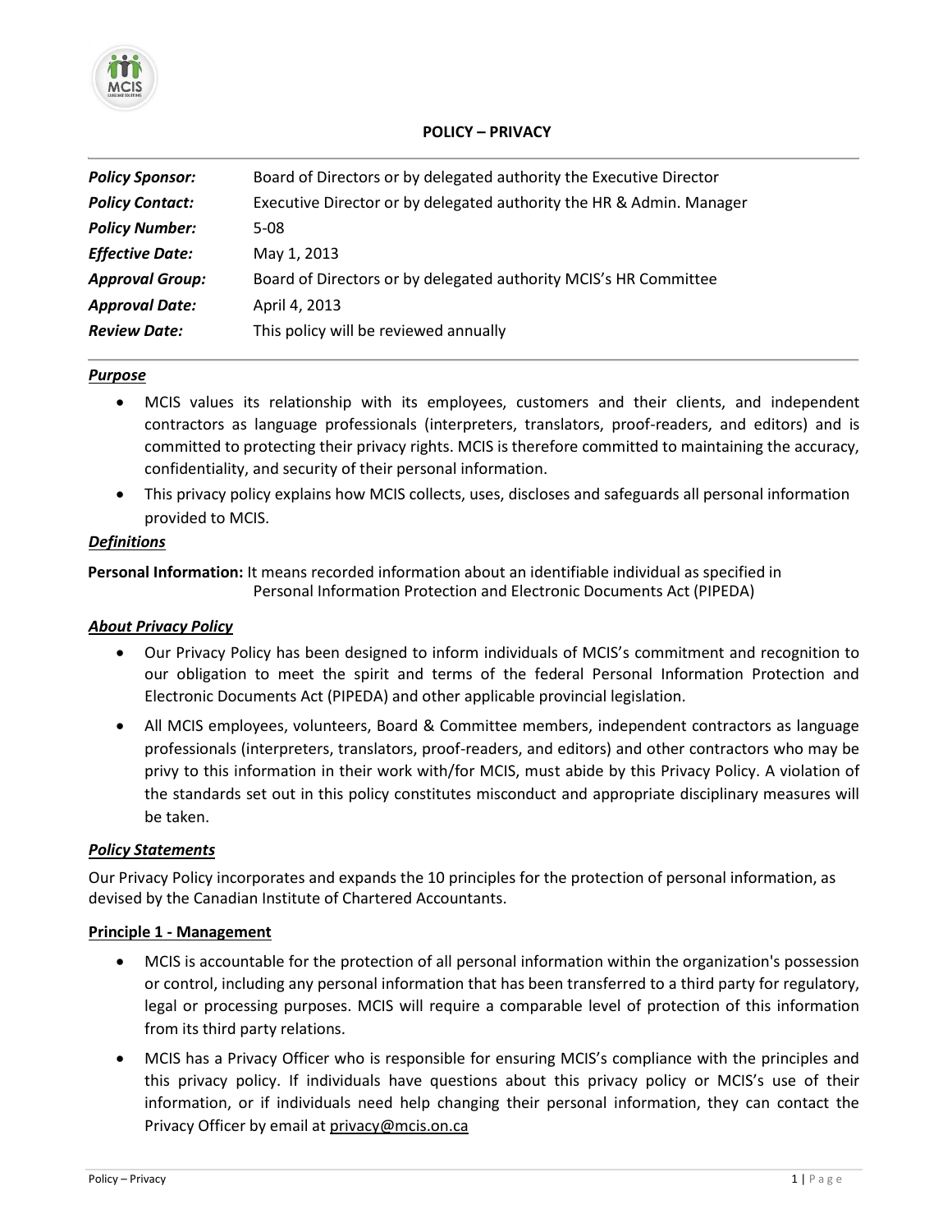# POLICY – PRIVACY

| | |
|---|---|
| ***Policy Sponsor:*** | Board of Directors or by delegated authority the Executive Director |
| ***Policy Contact:*** | Executive Director or by delegated authority the HR & Admin. Manager |
| ***Policy Number:*** | 5-08 |
| ***Effective Date:*** | May 1, 2013 |
| ***Approval Group:*** | Board of Directors or by delegated authority MCIS's HR Committee |
| ***Approval Date:*** | April 4, 2013 |
| ***Review Date:*** | This policy will be reviewed annually |

## ***Purpose***

- MCIS values its relationship with its employees, customers and their clients, and independent contractors as language professionals (interpreters, translators, proof-readers, and editors) and is committed to protecting their privacy rights. MCIS is therefore committed to maintaining the accuracy, confidentiality, and security of their personal information.
- This privacy policy explains how MCIS collects, uses, discloses and safeguards all personal information provided to MCIS.

## ***Definitions***

**Personal Information:** It means recorded information about an identifiable individual as specified in Personal Information Protection and Electronic Documents Act (PIPEDA)

## ***About Privacy Policy***

- Our Privacy Policy has been designed to inform individuals of MCIS's commitment and recognition to our obligation to meet the spirit and terms of the federal Personal Information Protection and Electronic Documents Act (PIPEDA) and other applicable provincial legislation.
- All MCIS employees, volunteers, Board & Committee members, independent contractors as language professionals (interpreters, translators, proof-readers, and editors) and other contractors who may be privy to this information in their work with/for MCIS, must abide by this Privacy Policy. A violation of the standards set out in this policy constitutes misconduct and appropriate disciplinary measures will be taken.

## ***Policy Statements***

Our Privacy Policy incorporates and expands the 10 principles for the protection of personal information, as devised by the Canadian Institute of Chartered Accountants.

### Principle 1 - Management

- MCIS is accountable for the protection of all personal information within the organization's possession or control, including any personal information that has been transferred to a third party for regulatory, legal or processing purposes. MCIS will require a comparable level of protection of this information from its third party relations.
- MCIS has a Privacy Officer who is responsible for ensuring MCIS's compliance with the principles and this privacy policy. If individuals have questions about this privacy policy or MCIS's use of their information, or if individuals need help changing their personal information, they can contact the Privacy Officer by email at privacy@mcis.on.ca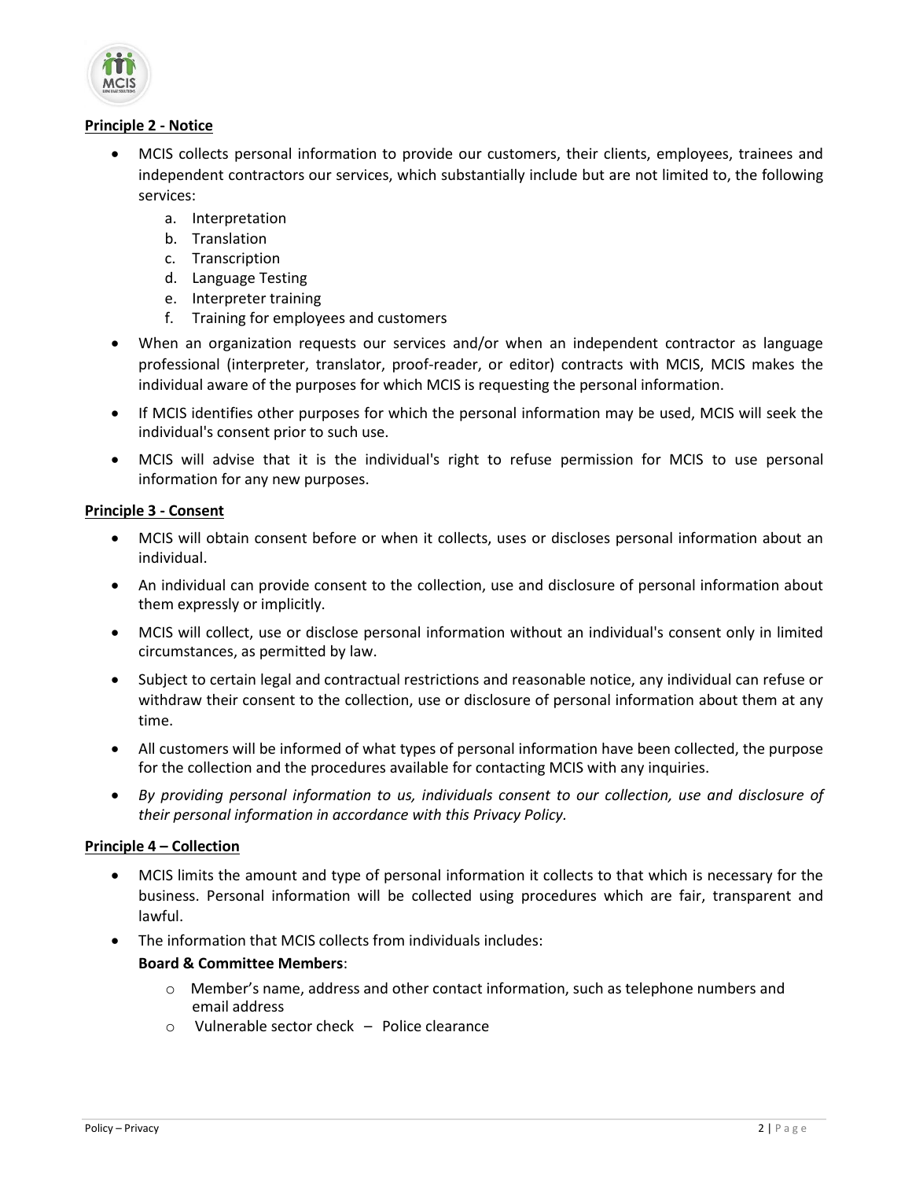**Principle 2 - Notice**

- MCIS collects personal information to provide our customers, their clients, employees, trainees and independent contractors our services, which substantially include but are not limited to, the following services:
    a. Interpretation
    b. Translation
    c. Transcription
    d. Language Testing
    e. Interpreter training
    f. Training for employees and customers
- When an organization requests our services and/or when an independent contractor as language professional (interpreter, translator, proof-reader, or editor) contracts with MCIS, MCIS makes the individual aware of the purposes for which MCIS is requesting the personal information.
- If MCIS identifies other purposes for which the personal information may be used, MCIS will seek the individual's consent prior to such use.
- MCIS will advise that it is the individual's right to refuse permission for MCIS to use personal information for any new purposes.

**Principle 3 - Consent**

- MCIS will obtain consent before or when it collects, uses or discloses personal information about an individual.
- An individual can provide consent to the collection, use and disclosure of personal information about them expressly or implicitly.
- MCIS will collect, use or disclose personal information without an individual's consent only in limited circumstances, as permitted by law.
- Subject to certain legal and contractual restrictions and reasonable notice, any individual can refuse or withdraw their consent to the collection, use or disclosure of personal information about them at any time.
- All customers will be informed of what types of personal information have been collected, the purpose for the collection and the procedures available for contacting MCIS with any inquiries.
- *By providing personal information to us, individuals consent to our collection, use and disclosure of their personal information in accordance with this Privacy Policy.*

**Principle 4 – Collection**

- MCIS limits the amount and type of personal information it collects to that which is necessary for the business. Personal information will be collected using procedures which are fair, transparent and lawful.
- The information that MCIS collects from individuals includes:

  **Board & Committee Members**:
    - Member's name, address and other contact information, such as telephone numbers and email address
    - Vulnerable sector check – Police clearance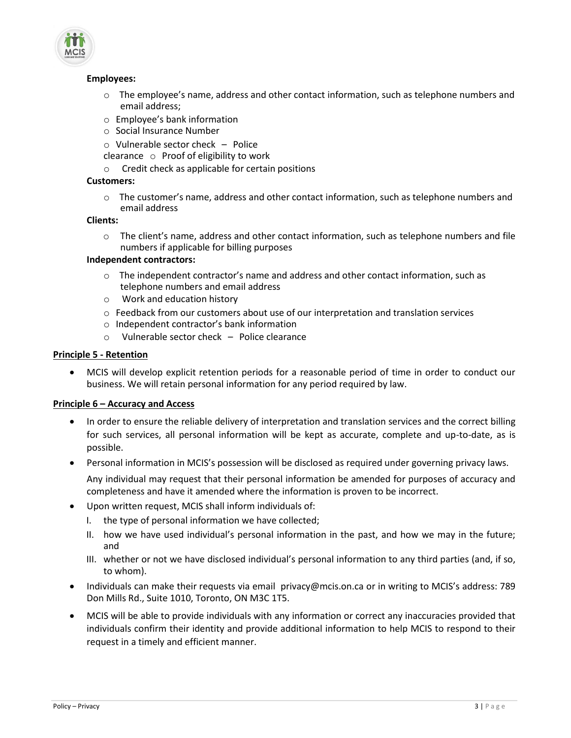**Employees:**

- The employee's name, address and other contact information, such as telephone numbers and email address;
- Employee's bank information
- Social Insurance Number
- Vulnerable sector check – Police clearance
- Proof of eligibility to work
- Credit check as applicable for certain positions

**Customers:**

- The customer's name, address and other contact information, such as telephone numbers and email address

**Clients:**

- The client's name, address and other contact information, such as telephone numbers and file numbers if applicable for billing purposes

**Independent contractors:**

- The independent contractor's name and address and other contact information, such as telephone numbers and email address
- Work and education history
- Feedback from our customers about use of our interpretation and translation services
- Independent contractor's bank information
- Vulnerable sector check – Police clearance

**Principle 5 - Retention**

- MCIS will develop explicit retention periods for a reasonable period of time in order to conduct our business. We will retain personal information for any period required by law.

**Principle 6 – Accuracy and Access**

- In order to ensure the reliable delivery of interpretation and translation services and the correct billing for such services, all personal information will be kept as accurate, complete and up-to-date, as is possible.
- Personal information in MCIS's possession will be disclosed as required under governing privacy laws.

  Any individual may request that their personal information be amended for purposes of accuracy and completeness and have it amended where the information is proven to be incorrect.
- Upon written request, MCIS shall inform individuals of:
  - I. the type of personal information we have collected;
  - II. how we have used individual's personal information in the past, and how we may in the future; and
  - III. whether or not we have disclosed individual's personal information to any third parties (and, if so, to whom).
- Individuals can make their requests via email privacy@mcis.on.ca or in writing to MCIS's address: 789 Don Mills Rd., Suite 1010, Toronto, ON M3C 1T5.
- MCIS will be able to provide individuals with any information or correct any inaccuracies provided that individuals confirm their identity and provide additional information to help MCIS to respond to their request in a timely and efficient manner.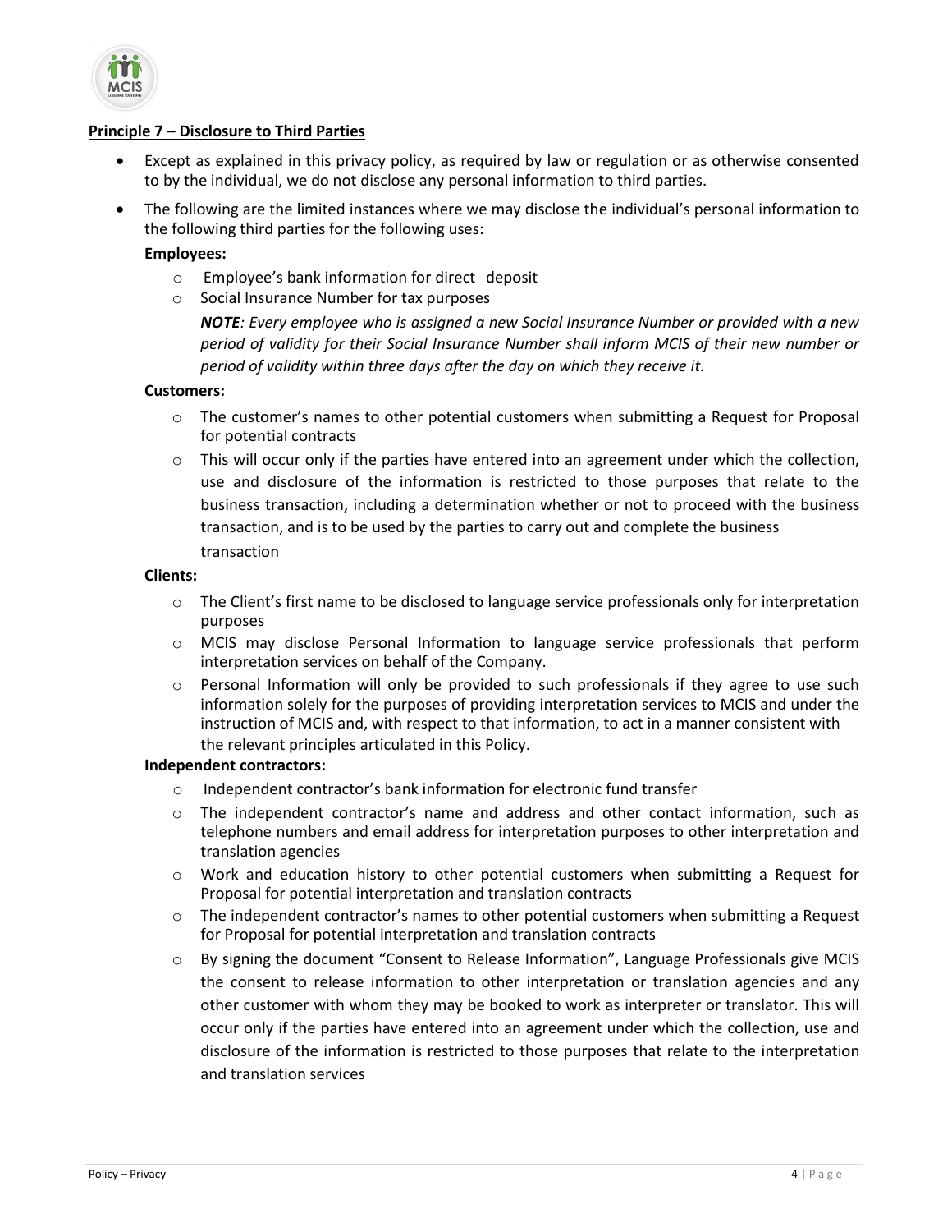**Principle 7 – Disclosure to Third Parties**

- Except as explained in this privacy policy, as required by law or regulation or as otherwise consented to by the individual, we do not disclose any personal information to third parties.
- The following are the limited instances where we may disclose the individual's personal information to the following third parties for the following uses:

  **Employees:**

  - Employee's bank information for direct deposit
  - Social Insurance Number for tax purposes

    ***NOTE**: Every employee who is assigned a new Social Insurance Number or provided with a new period of validity for their Social Insurance Number shall inform MCIS of their new number or period of validity within three days after the day on which they receive it.*

  **Customers:**

  - The customer's names to other potential customers when submitting a Request for Proposal for potential contracts
  - This will occur only if the parties have entered into an agreement under which the collection, use and disclosure of the information is restricted to those purposes that relate to the business transaction, including a determination whether or not to proceed with the business transaction, and is to be used by the parties to carry out and complete the business transaction

  **Clients:**

  - The Client's first name to be disclosed to language service professionals only for interpretation purposes
  - MCIS may disclose Personal Information to language service professionals that perform interpretation services on behalf of the Company.
  - Personal Information will only be provided to such professionals if they agree to use such information solely for the purposes of providing interpretation services to MCIS and under the instruction of MCIS and, with respect to that information, to act in a manner consistent with the relevant principles articulated in this Policy.

  **Independent contractors:**

  - Independent contractor's bank information for electronic fund transfer
  - The independent contractor's name and address and other contact information, such as telephone numbers and email address for interpretation purposes to other interpretation and translation agencies
  - Work and education history to other potential customers when submitting a Request for Proposal for potential interpretation and translation contracts
  - The independent contractor's names to other potential customers when submitting a Request for Proposal for potential interpretation and translation contracts
  - By signing the document "Consent to Release Information", Language Professionals give MCIS the consent to release information to other interpretation or translation agencies and any other customer with whom they may be booked to work as interpreter or translator. This will occur only if the parties have entered into an agreement under which the collection, use and disclosure of the information is restricted to those purposes that relate to the interpretation and translation services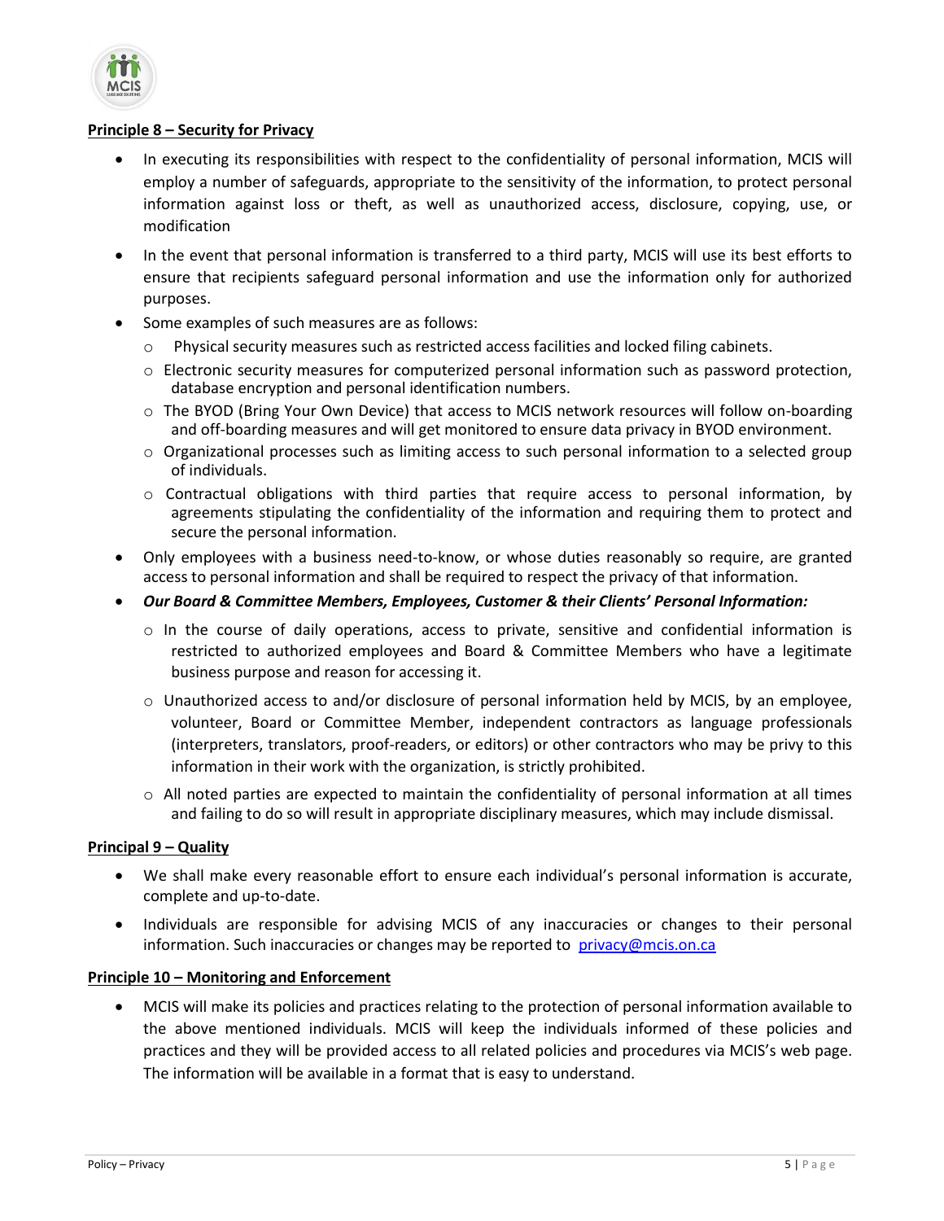**Principle 8 – Security for Privacy**

- In executing its responsibilities with respect to the confidentiality of personal information, MCIS will employ a number of safeguards, appropriate to the sensitivity of the information, to protect personal information against loss or theft, as well as unauthorized access, disclosure, copying, use, or modification
- In the event that personal information is transferred to a third party, MCIS will use its best efforts to ensure that recipients safeguard personal information and use the information only for authorized purposes.
- Some examples of such measures are as follows:
  - Physical security measures such as restricted access facilities and locked filing cabinets.
  - Electronic security measures for computerized personal information such as password protection, database encryption and personal identification numbers.
  - The BYOD (Bring Your Own Device) that access to MCIS network resources will follow on-boarding and off-boarding measures and will get monitored to ensure data privacy in BYOD environment.
  - Organizational processes such as limiting access to such personal information to a selected group of individuals.
  - Contractual obligations with third parties that require access to personal information, by agreements stipulating the confidentiality of the information and requiring them to protect and secure the personal information.
- Only employees with a business need-to-know, or whose duties reasonably so require, are granted access to personal information and shall be required to respect the privacy of that information.
- ***Our Board & Committee Members, Employees, Customer & their Clients' Personal Information:***
  - In the course of daily operations, access to private, sensitive and confidential information is restricted to authorized employees and Board & Committee Members who have a legitimate business purpose and reason for accessing it.
  - Unauthorized access to and/or disclosure of personal information held by MCIS, by an employee, volunteer, Board or Committee Member, independent contractors as language professionals (interpreters, translators, proof-readers, or editors) or other contractors who may be privy to this information in their work with the organization, is strictly prohibited.
  - All noted parties are expected to maintain the confidentiality of personal information at all times and failing to do so will result in appropriate disciplinary measures, which may include dismissal.

**Principal 9 – Quality**

- We shall make every reasonable effort to ensure each individual's personal information is accurate, complete and up-to-date.
- Individuals are responsible for advising MCIS of any inaccuracies or changes to their personal information. Such inaccuracies or changes may be reported to privacy@mcis.on.ca

**Principle 10 – Monitoring and Enforcement**

- MCIS will make its policies and practices relating to the protection of personal information available to the above mentioned individuals. MCIS will keep the individuals informed of these policies and practices and they will be provided access to all related policies and procedures via MCIS's web page. The information will be available in a format that is easy to understand.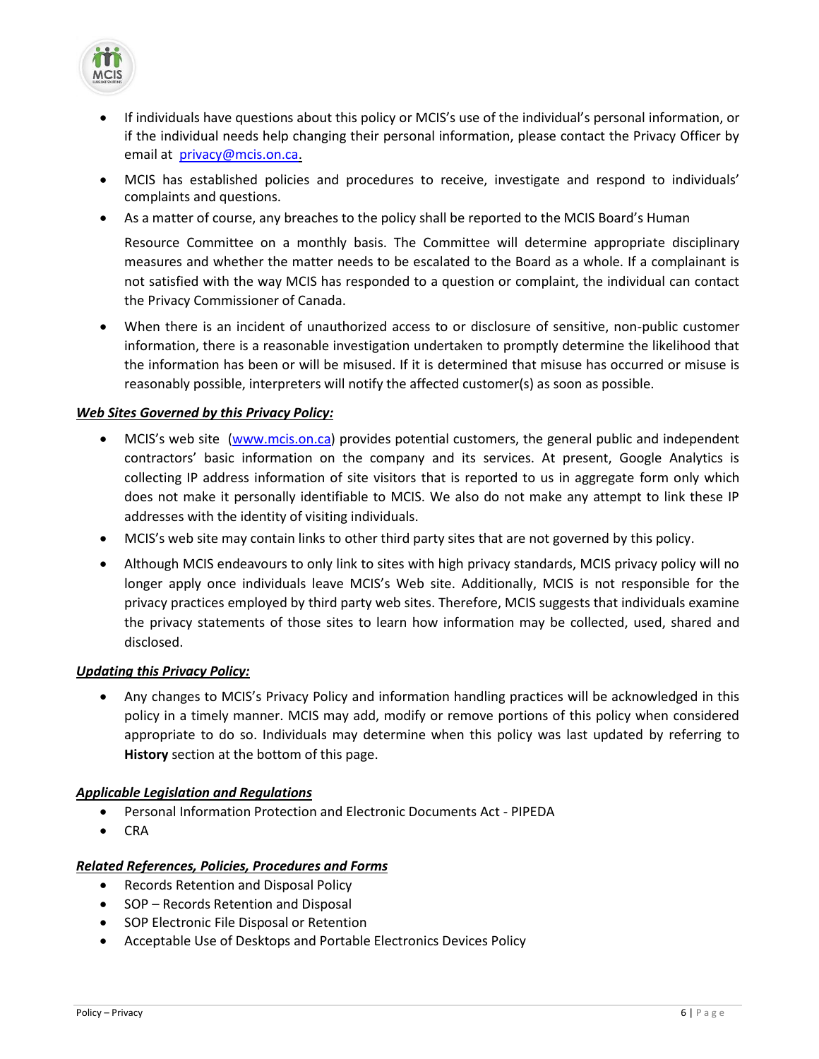- If individuals have questions about this policy or MCIS's use of the individual's personal information, or if the individual needs help changing their personal information, please contact the Privacy Officer by email at privacy@mcis.on.ca.
- MCIS has established policies and procedures to receive, investigate and respond to individuals' complaints and questions.
- As a matter of course, any breaches to the policy shall be reported to the MCIS Board's Human

  Resource Committee on a monthly basis. The Committee will determine appropriate disciplinary measures and whether the matter needs to be escalated to the Board as a whole. If a complainant is not satisfied with the way MCIS has responded to a question or complaint, the individual can contact the Privacy Commissioner of Canada.
- When there is an incident of unauthorized access to or disclosure of sensitive, non-public customer information, there is a reasonable investigation undertaken to promptly determine the likelihood that the information has been or will be misused. If it is determined that misuse has occurred or misuse is reasonably possible, interpreters will notify the affected customer(s) as soon as possible.

***Web Sites Governed by this Privacy Policy:***

- MCIS's web site (www.mcis.on.ca) provides potential customers, the general public and independent contractors' basic information on the company and its services. At present, Google Analytics is collecting IP address information of site visitors that is reported to us in aggregate form only which does not make it personally identifiable to MCIS. We also do not make any attempt to link these IP addresses with the identity of visiting individuals.
- MCIS's web site may contain links to other third party sites that are not governed by this policy.
- Although MCIS endeavours to only link to sites with high privacy standards, MCIS privacy policy will no longer apply once individuals leave MCIS's Web site. Additionally, MCIS is not responsible for the privacy practices employed by third party web sites. Therefore, MCIS suggests that individuals examine the privacy statements of those sites to learn how information may be collected, used, shared and disclosed.

***Updating this Privacy Policy:***

- Any changes to MCIS's Privacy Policy and information handling practices will be acknowledged in this policy in a timely manner. MCIS may add, modify or remove portions of this policy when considered appropriate to do so. Individuals may determine when this policy was last updated by referring to **History** section at the bottom of this page.

***Applicable Legislation and Regulations***

- Personal Information Protection and Electronic Documents Act - PIPEDA
- CRA

***Related References, Policies, Procedures and Forms***

- Records Retention and Disposal Policy
- SOP – Records Retention and Disposal
- SOP Electronic File Disposal or Retention
- Acceptable Use of Desktops and Portable Electronics Devices Policy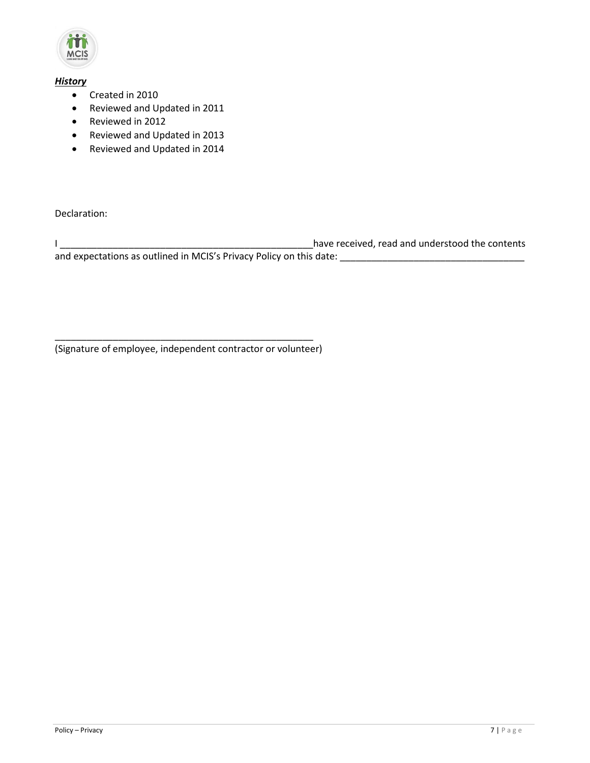***History***

- Created in 2010
- Reviewed and Updated in 2011
- Reviewed in 2012
- Reviewed and Updated in 2013
- Reviewed and Updated in 2014

Declaration:

I _________________________________________________have received, read and understood the contents and expectations as outlined in MCIS's Privacy Policy on this date: ___________________________________

__________________________________________________
(Signature of employee, independent contractor or volunteer)